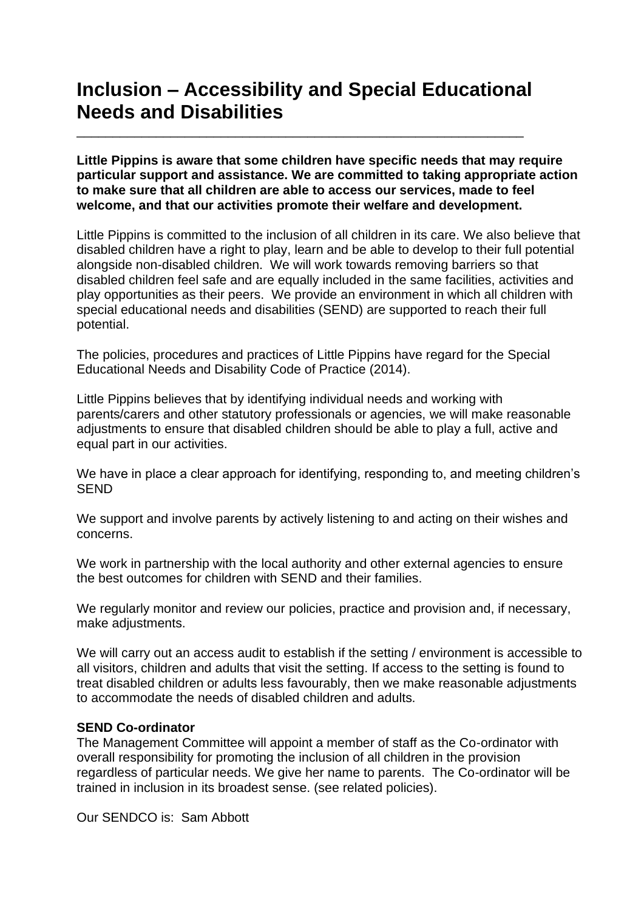# Inclusion – Accessibility and Special Educational Needs and Disabilities

---

**Little Pippins is aware that some children have specific needs that may require particular support and assistance. We are committed to taking appropriate action to make sure that all children are able to access our services, made to feel welcome, and that our activities promote their welfare and development.**

Little Pippins is committed to the inclusion of all children in its care. We also believe that disabled children have a right to play, learn and be able to develop to their full potential alongside non-disabled children. We will work towards removing barriers so that disabled children feel safe and are equally included in the same facilities, activities and play opportunities as their peers. We provide an environment in which all children with special educational needs and disabilities (SEND) are supported to reach their full potential.

The policies, procedures and practices of Little Pippins have regard for the Special Educational Needs and Disability Code of Practice (2014).

Little Pippins believes that by identifying individual needs and working with parents/carers and other statutory professionals or agencies, we will make reasonable adjustments to ensure that disabled children should be able to play a full, active and equal part in our activities.

We have in place a clear approach for identifying, responding to, and meeting children's SEND

We support and involve parents by actively listening to and acting on their wishes and concerns.

We work in partnership with the local authority and other external agencies to ensure the best outcomes for children with SEND and their families.

We regularly monitor and review our policies, practice and provision and, if necessary, make adjustments.

We will carry out an access audit to establish if the setting / environment is accessible to all visitors, children and adults that visit the setting. If access to the setting is found to treat disabled children or adults less favourably, then we make reasonable adjustments to accommodate the needs of disabled children and adults.

**SEND Co-ordinator**

The Management Committee will appoint a member of staff as the Co-ordinator with overall responsibility for promoting the inclusion of all children in the provision regardless of particular needs. We give her name to parents. The Co-ordinator will be trained in inclusion in its broadest sense. (see related policies).

Our SENDCO is: Sam Abbott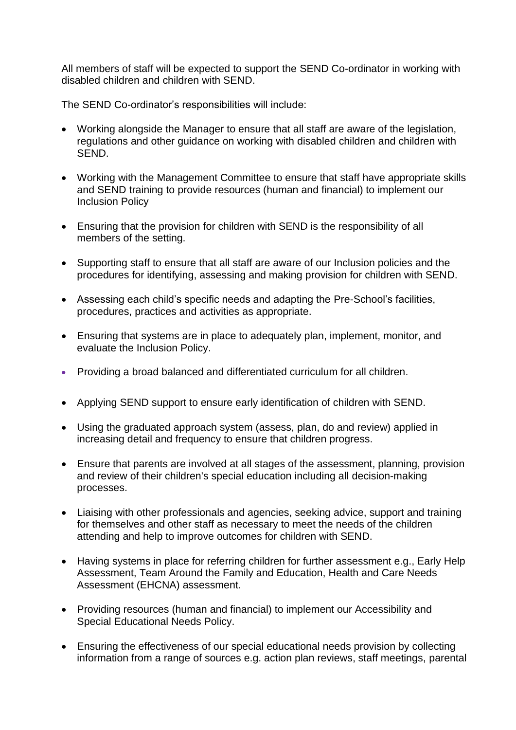All members of staff will be expected to support the SEND Co-ordinator in working with disabled children and children with SEND.

The SEND Co-ordinator's responsibilities will include:

- Working alongside the Manager to ensure that all staff are aware of the legislation, regulations and other guidance on working with disabled children and children with SEND.
- Working with the Management Committee to ensure that staff have appropriate skills and SEND training to provide resources (human and financial) to implement our Inclusion Policy
- Ensuring that the provision for children with SEND is the responsibility of all members of the setting.
- Supporting staff to ensure that all staff are aware of our Inclusion policies and the procedures for identifying, assessing and making provision for children with SEND.
- Assessing each child's specific needs and adapting the Pre-School's facilities, procedures, practices and activities as appropriate.
- Ensuring that systems are in place to adequately plan, implement, monitor, and evaluate the Inclusion Policy.
- Providing a broad balanced and differentiated curriculum for all children.
- Applying SEND support to ensure early identification of children with SEND.
- Using the graduated approach system (assess, plan, do and review) applied in increasing detail and frequency to ensure that children progress.
- Ensure that parents are involved at all stages of the assessment, planning, provision and review of their children's special education including all decision-making processes.
- Liaising with other professionals and agencies, seeking advice, support and training for themselves and other staff as necessary to meet the needs of the children attending and help to improve outcomes for children with SEND.
- Having systems in place for referring children for further assessment e.g., Early Help Assessment, Team Around the Family and Education, Health and Care Needs Assessment (EHCNA) assessment.
- Providing resources (human and financial) to implement our Accessibility and Special Educational Needs Policy.
- Ensuring the effectiveness of our special educational needs provision by collecting information from a range of sources e.g. action plan reviews, staff meetings, parental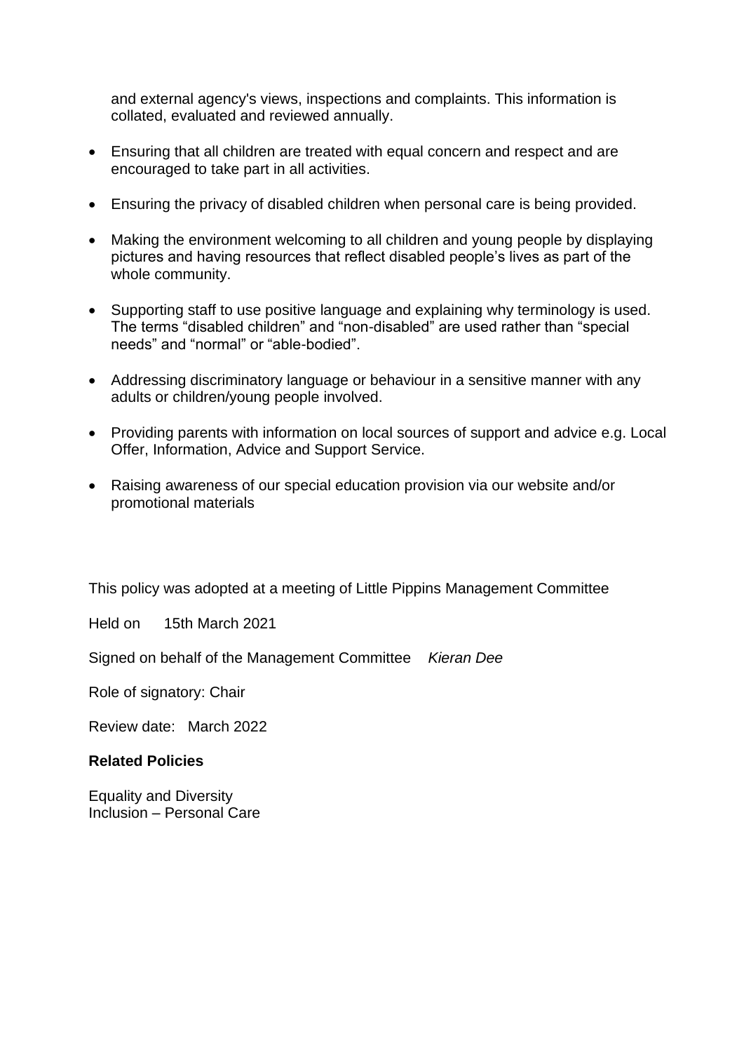and external agency's views, inspections and complaints. This information is collated, evaluated and reviewed annually.

- Ensuring that all children are treated with equal concern and respect and are encouraged to take part in all activities.
- Ensuring the privacy of disabled children when personal care is being provided.
- Making the environment welcoming to all children and young people by displaying pictures and having resources that reflect disabled people's lives as part of the whole community.
- Supporting staff to use positive language and explaining why terminology is used. The terms "disabled children" and "non-disabled" are used rather than "special needs" and "normal" or "able-bodied".
- Addressing discriminatory language or behaviour in a sensitive manner with any adults or children/young people involved.
- Providing parents with information on local sources of support and advice e.g. Local Offer, Information, Advice and Support Service.
- Raising awareness of our special education provision via our website and/or promotional materials

This policy was adopted at a meeting of Little Pippins Management Committee

Held on 15th March 2021

Signed on behalf of the Management Committee *Kieran Dee*

Role of signatory: Chair

Review date: March 2022

**Related Policies**

Equality and Diversity
Inclusion – Personal Care